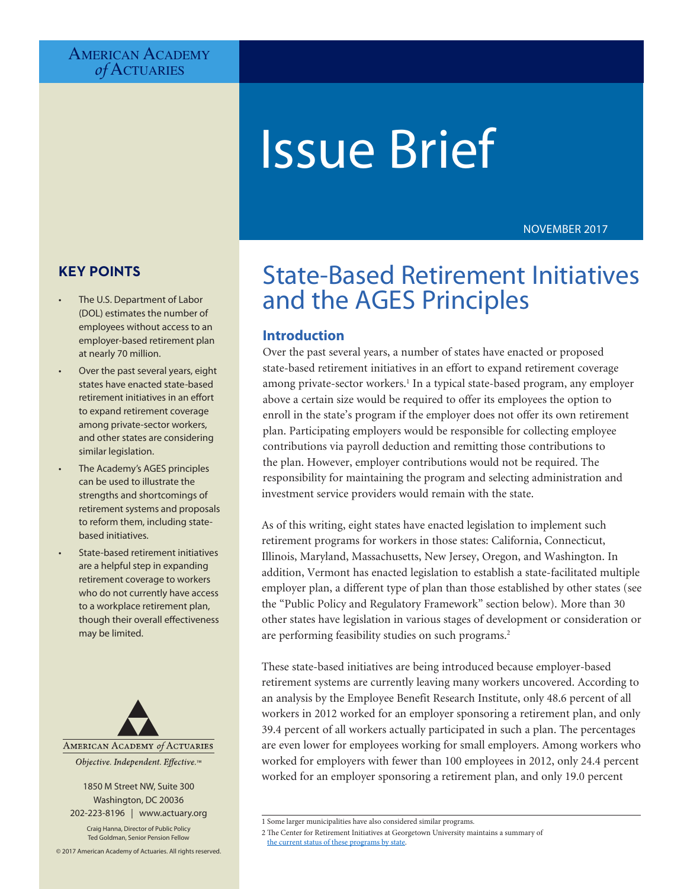AMERICAN ACADEMY *of* ACTUARIES

# Issue Brief

NOVEMBER 2017

## KEY POINTS

- The U.S. Department of Labor (DOL) estimates the number of employees without access to an employer-based retirement plan at nearly 70 million.
- Over the past several years, eight states have enacted state-based retirement initiatives in an effort to expand retirement coverage among private-sector workers, and other states are considering similar legislation.
- The Academy's AGES principles can be used to illustrate the strengths and shortcomings of retirement systems and proposals to reform them, including state-based initiatives.
- State-based retirement initiatives are a helpful step in expanding retirement coverage to workers who do not currently have access to a workplace retirement plan, though their overall effectiveness may be limited.

AMERICAN ACADEMY *of* ACTUARIES

*Objective. Independent. Effective.™*

1850 M Street NW, Suite 300
Washington, DC 20036
202-223-8196 | www.actuary.org

Craig Hanna, Director of Public Policy
Ted Goldman, Senior Pension Fellow

© 2017 American Academy of Actuaries. All rights reserved.

# State-Based Retirement Initiatives and the AGES Principles

## Introduction

Over the past several years, a number of states have enacted or proposed state-based retirement initiatives in an effort to expand retirement coverage among private-sector workers.[1] In a typical state-based program, any employer above a certain size would be required to offer its employees the option to enroll in the state's program if the employer does not offer its own retirement plan. Participating employers would be responsible for collecting employee contributions via payroll deduction and remitting those contributions to the plan. However, employer contributions would not be required. The responsibility for maintaining the program and selecting administration and investment service providers would remain with the state.

As of this writing, eight states have enacted legislation to implement such retirement programs for workers in those states: California, Connecticut, Illinois, Maryland, Massachusetts, New Jersey, Oregon, and Washington. In addition, Vermont has enacted legislation to establish a state-facilitated multiple employer plan, a different type of plan than those established by other states (see the "Public Policy and Regulatory Framework" section below). More than 30 other states have legislation in various stages of development or consideration or are performing feasibility studies on such programs.[2]

These state-based initiatives are being introduced because employer-based retirement systems are currently leaving many workers uncovered. According to an analysis by the Employee Benefit Research Institute, only 48.6 percent of all workers in 2012 worked for an employer sponsoring a retirement plan, and only 39.4 percent of all workers actually participated in such a plan. The percentages are even lower for employees working for small employers. Among workers who worked for employers with fewer than 100 employees in 2012, only 24.4 percent worked for an employer sponsoring a retirement plan, and only 19.0 percent

---

1 Some larger municipalities have also considered similar programs.

2 The Center for Retirement Initiatives at Georgetown University maintains a summary of the current status of these programs by state.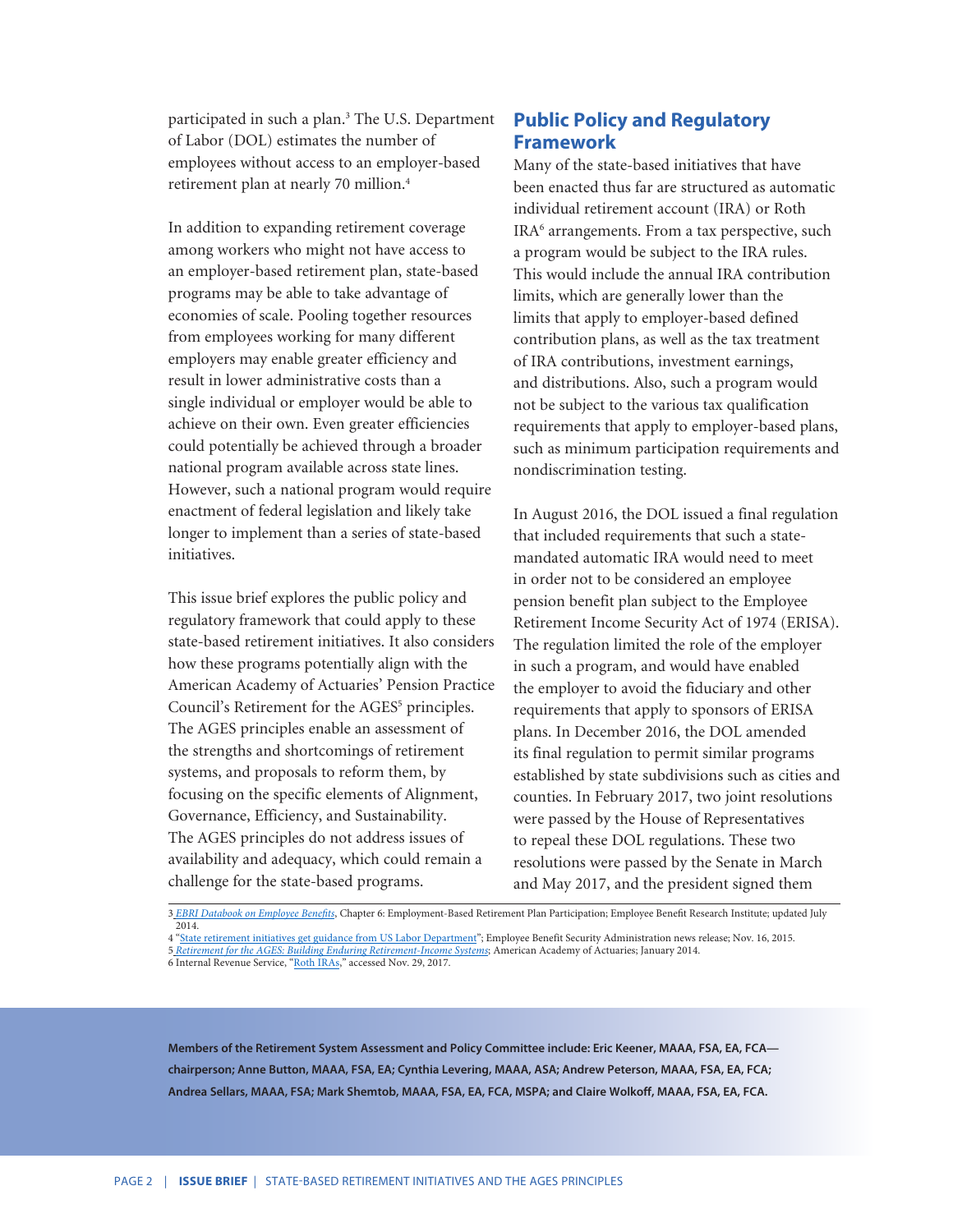participated in such a plan.[3] The U.S. Department of Labor (DOL) estimates the number of employees without access to an employer-based retirement plan at nearly 70 million.[4]

In addition to expanding retirement coverage among workers who might not have access to an employer-based retirement plan, state-based programs may be able to take advantage of economies of scale. Pooling together resources from employees working for many different employers may enable greater efficiency and result in lower administrative costs than a single individual or employer would be able to achieve on their own. Even greater efficiencies could potentially be achieved through a broader national program available across state lines. However, such a national program would require enactment of federal legislation and likely take longer to implement than a series of state-based initiatives.

This issue brief explores the public policy and regulatory framework that could apply to these state-based retirement initiatives. It also considers how these programs potentially align with the American Academy of Actuaries' Pension Practice Council's Retirement for the AGES[5] principles. The AGES principles enable an assessment of the strengths and shortcomings of retirement systems, and proposals to reform them, by focusing on the specific elements of Alignment, Governance, Efficiency, and Sustainability. The AGES principles do not address issues of availability and adequacy, which could remain a challenge for the state-based programs.

## Public Policy and Regulatory Framework

Many of the state-based initiatives that have been enacted thus far are structured as automatic individual retirement account (IRA) or Roth IRA[6] arrangements. From a tax perspective, such a program would be subject to the IRA rules. This would include the annual IRA contribution limits, which are generally lower than the limits that apply to employer-based defined contribution plans, as well as the tax treatment of IRA contributions, investment earnings, and distributions. Also, such a program would not be subject to the various tax qualification requirements that apply to employer-based plans, such as minimum participation requirements and nondiscrimination testing.

In August 2016, the DOL issued a final regulation that included requirements that such a state-mandated automatic IRA would need to meet in order not to be considered an employee pension benefit plan subject to the Employee Retirement Income Security Act of 1974 (ERISA). The regulation limited the role of the employer in such a program, and would have enabled the employer to avoid the fiduciary and other requirements that apply to sponsors of ERISA plans. In December 2016, the DOL amended its final regulation to permit similar programs established by state subdivisions such as cities and counties. In February 2017, two joint resolutions were passed by the House of Representatives to repeal these DOL regulations. These two resolutions were passed by the Senate in March and May 2017, and the president signed them

---

3 *EBRI Databook on Employee Benefits*, Chapter 6: Employment-Based Retirement Plan Participation; Employee Benefit Research Institute; updated July 2014.

4 "State retirement initiatives get guidance from US Labor Department"; Employee Benefit Security Administration news release; Nov. 16, 2015.

5 *Retirement for the AGES: Building Enduring Retirement-Income Systems*; American Academy of Actuaries; January 2014.

6 Internal Revenue Service, "Roth IRAs," accessed Nov. 29, 2017.

**Members of the Retirement System Assessment and Policy Committee include: Eric Keener, MAAA, FSA, EA, FCA—chairperson; Anne Button, MAAA, FSA, EA; Cynthia Levering, MAAA, ASA; Andrew Peterson, MAAA, FSA, EA, FCA; Andrea Sellars, MAAA, FSA; Mark Shemtob, MAAA, FSA, EA, FCA, MSPA; and Claire Wolkoff, MAAA, FSA, EA, FCA.**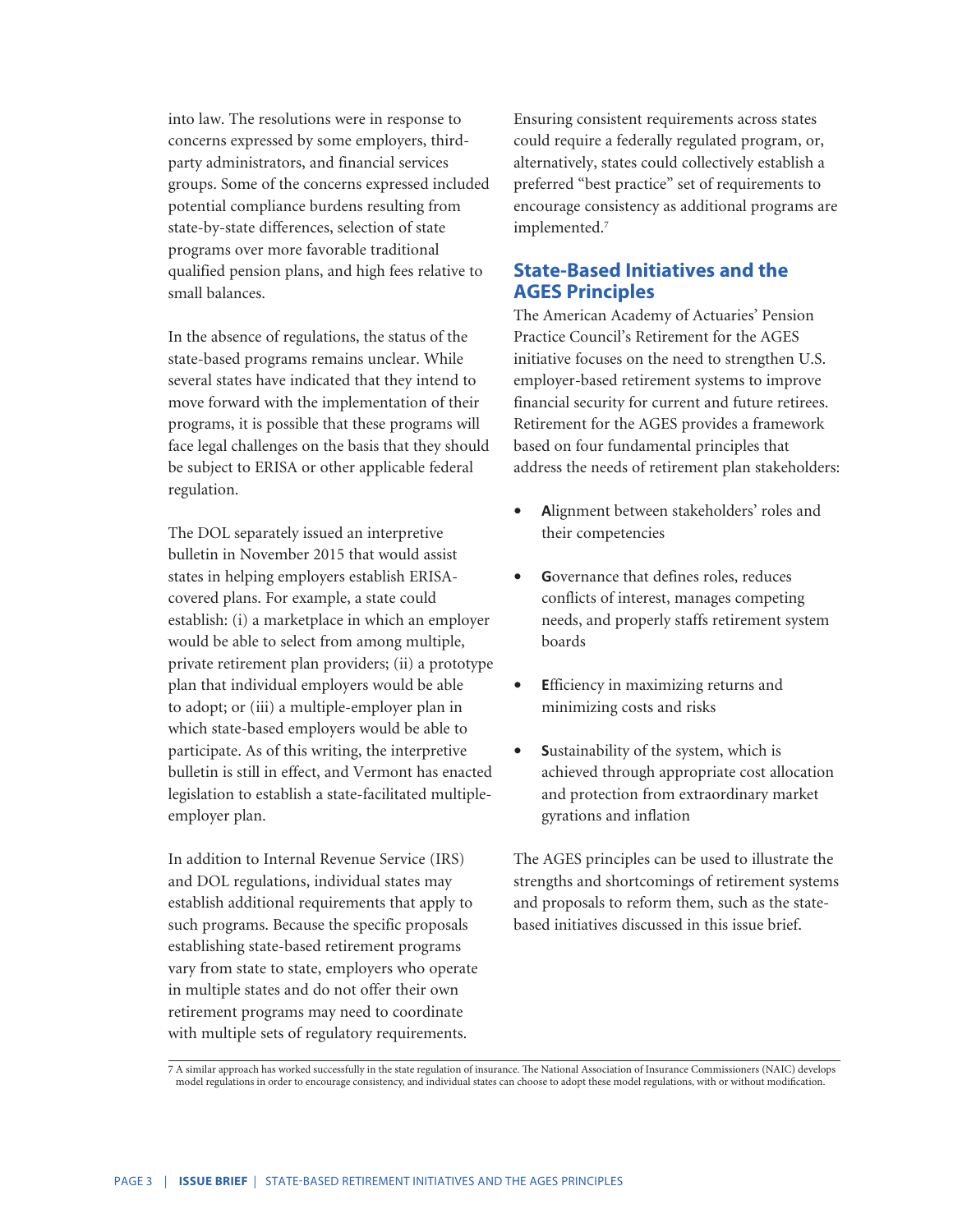into law. The resolutions were in response to concerns expressed by some employers, third-party administrators, and financial services groups. Some of the concerns expressed included potential compliance burdens resulting from state-by-state differences, selection of state programs over more favorable traditional qualified pension plans, and high fees relative to small balances.

In the absence of regulations, the status of the state-based programs remains unclear. While several states have indicated that they intend to move forward with the implementation of their programs, it is possible that these programs will face legal challenges on the basis that they should be subject to ERISA or other applicable federal regulation.

The DOL separately issued an interpretive bulletin in November 2015 that would assist states in helping employers establish ERISA-covered plans. For example, a state could establish: (i) a marketplace in which an employer would be able to select from among multiple, private retirement plan providers; (ii) a prototype plan that individual employers would be able to adopt; or (iii) a multiple-employer plan in which state-based employers would be able to participate. As of this writing, the interpretive bulletin is still in effect, and Vermont has enacted legislation to establish a state-facilitated multiple-employer plan.

In addition to Internal Revenue Service (IRS) and DOL regulations, individual states may establish additional requirements that apply to such programs. Because the specific proposals establishing state-based retirement programs vary from state to state, employers who operate in multiple states and do not offer their own retirement programs may need to coordinate with multiple sets of regulatory requirements. Ensuring consistent requirements across states could require a federally regulated program, or, alternatively, states could collectively establish a preferred "best practice" set of requirements to encourage consistency as additional programs are implemented.[7]

## State-Based Initiatives and the AGES Principles

The American Academy of Actuaries' Pension Practice Council's Retirement for the AGES initiative focuses on the need to strengthen U.S. employer-based retirement systems to improve financial security for current and future retirees. Retirement for the AGES provides a framework based on four fundamental principles that address the needs of retirement plan stakeholders:

- **A**lignment between stakeholders' roles and their competencies
- **G**overnance that defines roles, reduces conflicts of interest, manages competing needs, and properly staffs retirement system boards
- **E**fficiency in maximizing returns and minimizing costs and risks
- **S**ustainability of the system, which is achieved through appropriate cost allocation and protection from extraordinary market gyrations and inflation

The AGES principles can be used to illustrate the strengths and shortcomings of retirement systems and proposals to reform them, such as the state-based initiatives discussed in this issue brief.

---

7 A similar approach has worked successfully in the state regulation of insurance. The National Association of Insurance Commissioners (NAIC) develops model regulations in order to encourage consistency, and individual states can choose to adopt these model regulations, with or without modification.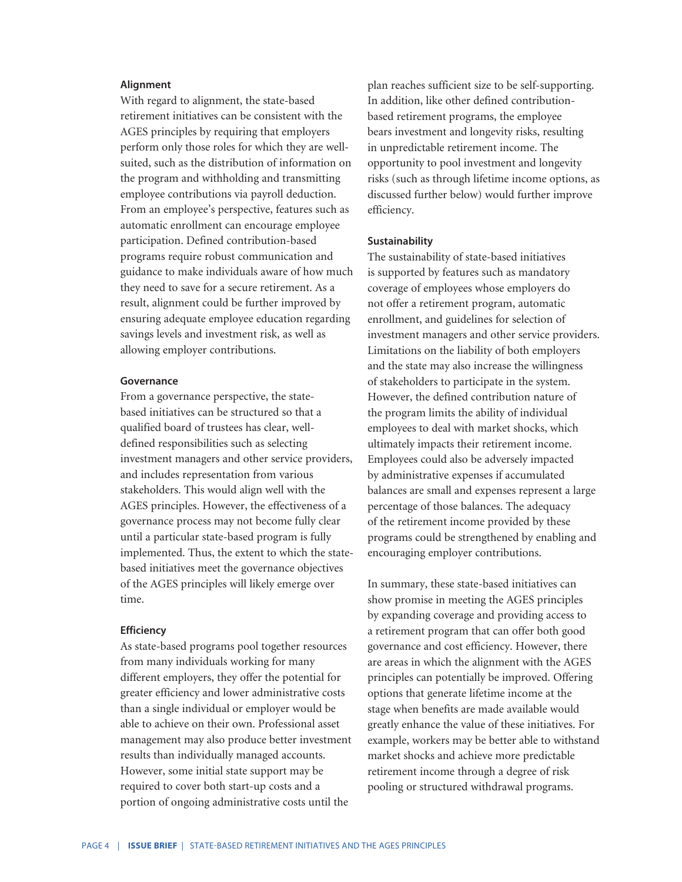### Alignment

With regard to alignment, the state-based retirement initiatives can be consistent with the AGES principles by requiring that employers perform only those roles for which they are well-suited, such as the distribution of information on the program and withholding and transmitting employee contributions via payroll deduction. From an employee's perspective, features such as automatic enrollment can encourage employee participation. Defined contribution-based programs require robust communication and guidance to make individuals aware of how much they need to save for a secure retirement. As a result, alignment could be further improved by ensuring adequate employee education regarding savings levels and investment risk, as well as allowing employer contributions.

### Governance

From a governance perspective, the state-based initiatives can be structured so that a qualified board of trustees has clear, well-defined responsibilities such as selecting investment managers and other service providers, and includes representation from various stakeholders. This would align well with the AGES principles. However, the effectiveness of a governance process may not become fully clear until a particular state-based program is fully implemented. Thus, the extent to which the state-based initiatives meet the governance objectives of the AGES principles will likely emerge over time.

### Efficiency

As state-based programs pool together resources from many individuals working for many different employers, they offer the potential for greater efficiency and lower administrative costs than a single individual or employer would be able to achieve on their own. Professional asset management may also produce better investment results than individually managed accounts. However, some initial state support may be required to cover both start-up costs and a portion of ongoing administrative costs until the plan reaches sufficient size to be self-supporting. In addition, like other defined contribution-based retirement programs, the employee bears investment and longevity risks, resulting in unpredictable retirement income. The opportunity to pool investment and longevity risks (such as through lifetime income options, as discussed further below) would further improve efficiency.

### Sustainability

The sustainability of state-based initiatives is supported by features such as mandatory coverage of employees whose employers do not offer a retirement program, automatic enrollment, and guidelines for selection of investment managers and other service providers. Limitations on the liability of both employers and the state may also increase the willingness of stakeholders to participate in the system. However, the defined contribution nature of the program limits the ability of individual employees to deal with market shocks, which ultimately impacts their retirement income. Employees could also be adversely impacted by administrative expenses if accumulated balances are small and expenses represent a large percentage of those balances. The adequacy of the retirement income provided by these programs could be strengthened by enabling and encouraging employer contributions.

In summary, these state-based initiatives can show promise in meeting the AGES principles by expanding coverage and providing access to a retirement program that can offer both good governance and cost efficiency. However, there are areas in which the alignment with the AGES principles can potentially be improved. Offering options that generate lifetime income at the stage when benefits are made available would greatly enhance the value of these initiatives. For example, workers may be better able to withstand market shocks and achieve more predictable retirement income through a degree of risk pooling or structured withdrawal programs.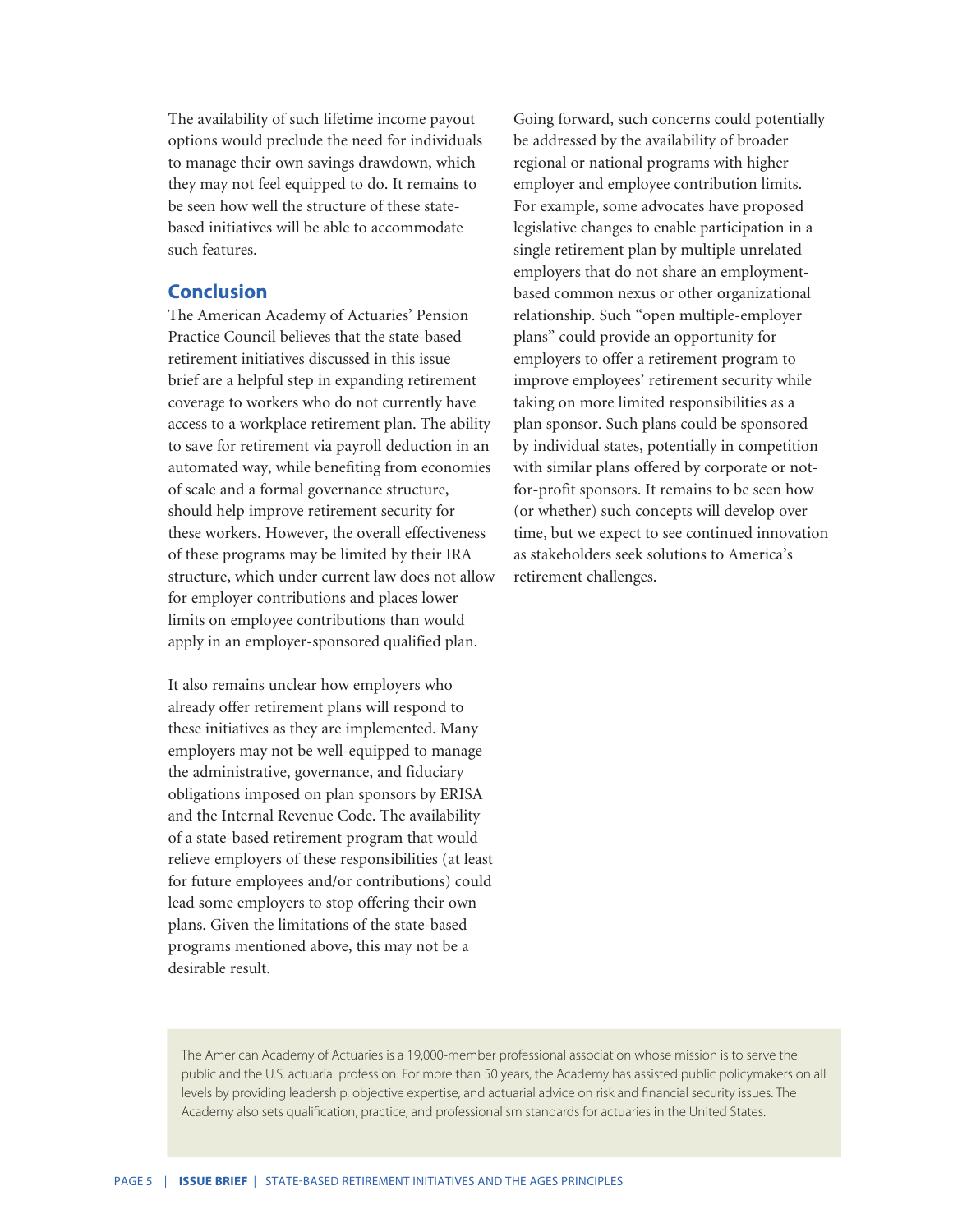The availability of such lifetime income payout options would preclude the need for individuals to manage their own savings drawdown, which they may not feel equipped to do. It remains to be seen how well the structure of these state-based initiatives will be able to accommodate such features.

## Conclusion

The American Academy of Actuaries' Pension Practice Council believes that the state-based retirement initiatives discussed in this issue brief are a helpful step in expanding retirement coverage to workers who do not currently have access to a workplace retirement plan. The ability to save for retirement via payroll deduction in an automated way, while benefiting from economies of scale and a formal governance structure, should help improve retirement security for these workers. However, the overall effectiveness of these programs may be limited by their IRA structure, which under current law does not allow for employer contributions and places lower limits on employee contributions than would apply in an employer-sponsored qualified plan.

It also remains unclear how employers who already offer retirement plans will respond to these initiatives as they are implemented. Many employers may not be well-equipped to manage the administrative, governance, and fiduciary obligations imposed on plan sponsors by ERISA and the Internal Revenue Code. The availability of a state-based retirement program that would relieve employers of these responsibilities (at least for future employees and/or contributions) could lead some employers to stop offering their own plans. Given the limitations of the state-based programs mentioned above, this may not be a desirable result.

Going forward, such concerns could potentially be addressed by the availability of broader regional or national programs with higher employer and employee contribution limits. For example, some advocates have proposed legislative changes to enable participation in a single retirement plan by multiple unrelated employers that do not share an employment-based common nexus or other organizational relationship. Such "open multiple-employer plans" could provide an opportunity for employers to offer a retirement program to improve employees' retirement security while taking on more limited responsibilities as a plan sponsor. Such plans could be sponsored by individual states, potentially in competition with similar plans offered by corporate or not-for-profit sponsors. It remains to be seen how (or whether) such concepts will develop over time, but we expect to see continued innovation as stakeholders seek solutions to America's retirement challenges.

The American Academy of Actuaries is a 19,000-member professional association whose mission is to serve the public and the U.S. actuarial profession. For more than 50 years, the Academy has assisted public policymakers on all levels by providing leadership, objective expertise, and actuarial advice on risk and financial security issues. The Academy also sets qualification, practice, and professionalism standards for actuaries in the United States.